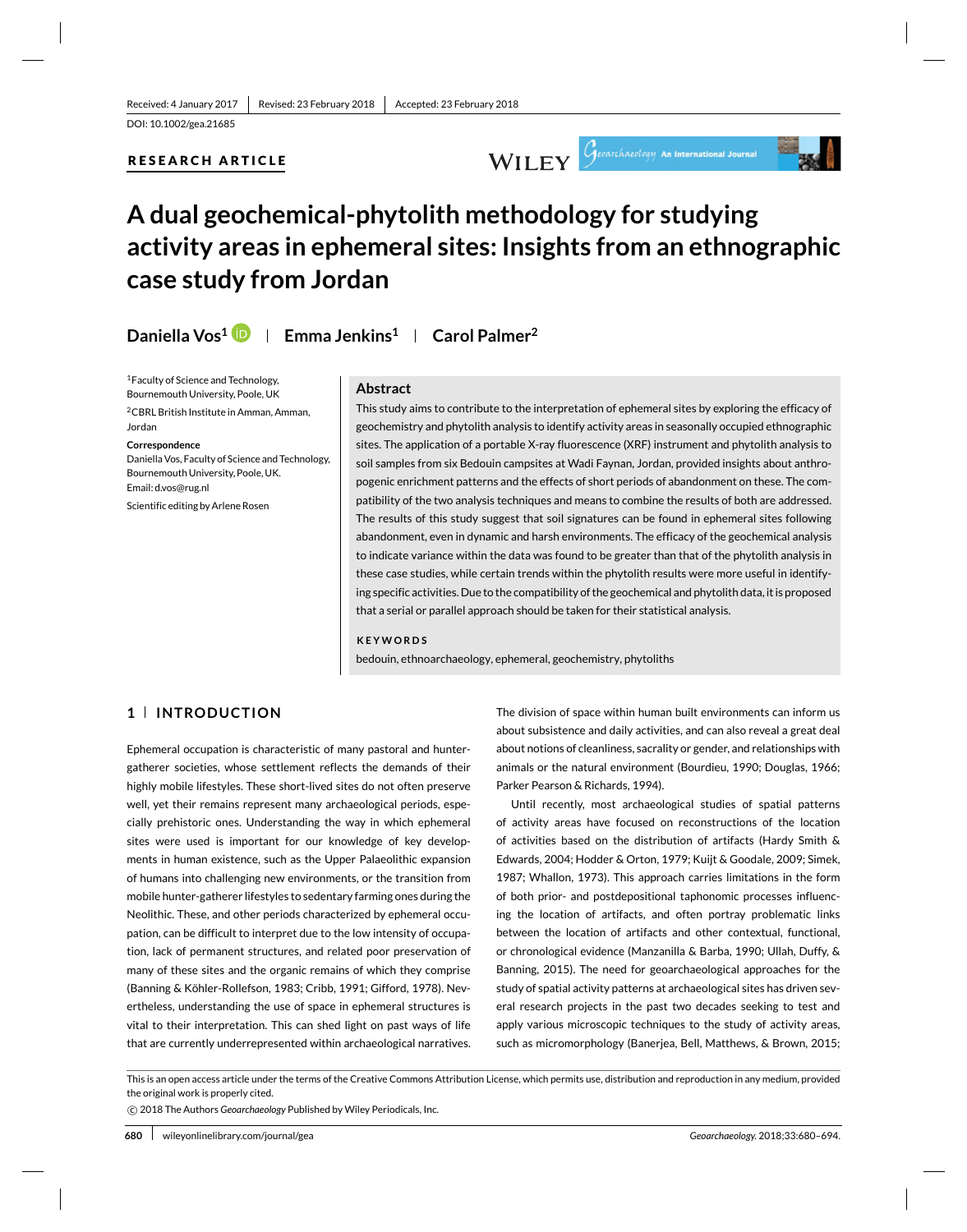Received: 4 January 2017 | Revised: 23 February 2018 | Accepted: 23 February 2018

DOI: 10.1002/gea.21685

**RESEARCH ARTICLE**

# A dual geochemical-phytolith methodology for studying activity areas in ephemeral sites: Insights from an ethnographic case study from Jordan

**Daniella Vos[1] | Emma Jenkins[1] | Carol Palmer[2]**

[1]Faculty of Science and Technology, Bournemouth University, Poole, UK

[2]CBRL British Institute in Amman, Amman, Jordan

**Correspondence**
Daniella Vos, Faculty of Science and Technology, Bournemouth University, Poole, UK.
Email: d.vos@rug.nl

Scientific editing by Arlene Rosen

## Abstract

This study aims to contribute to the interpretation of ephemeral sites by exploring the efficacy of geochemistry and phytolith analysis to identify activity areas in seasonally occupied ethnographic sites. The application of a portable X-ray fluorescence (XRF) instrument and phytolith analysis to soil samples from six Bedouin campsites at Wadi Faynan, Jordan, provided insights about anthropogenic enrichment patterns and the effects of short periods of abandonment on these. The compatibility of the two analysis techniques and means to combine the results of both are addressed. The results of this study suggest that soil signatures can be found in ephemeral sites following abandonment, even in dynamic and harsh environments. The efficacy of the geochemical analysis to indicate variance within the data was found to be greater than that of the phytolith analysis in these case studies, while certain trends within the phytolith results were more useful in identifying specific activities. Due to the compatibility of the geochemical and phytolith data, it is proposed that a serial or parallel approach should be taken for their statistical analysis.

**KEYWORDS**

bedouin, ethnoarchaeology, ephemeral, geochemistry, phytoliths

## 1 | INTRODUCTION

Ephemeral occupation is characteristic of many pastoral and hunter-gatherer societies, whose settlement reflects the demands of their highly mobile lifestyles. These short-lived sites do not often preserve well, yet their remains represent many archaeological periods, especially prehistoric ones. Understanding the way in which ephemeral sites were used is important for our knowledge of key developments in human existence, such as the Upper Palaeolithic expansion of humans into challenging new environments, or the transition from mobile hunter-gatherer lifestyles to sedentary farming ones during the Neolithic. These, and other periods characterized by ephemeral occupation, can be difficult to interpret due to the low intensity of occupation, lack of permanent structures, and related poor preservation of many of these sites and the organic remains of which they comprise (Banning & Köhler-Rollefson, 1983; Cribb, 1991; Gifford, 1978). Nevertheless, understanding the use of space in ephemeral structures is vital to their interpretation. This can shed light on past ways of life that are currently underrepresented within archaeological narratives. The division of space within human built environments can inform us about subsistence and daily activities, and can also reveal a great deal about notions of cleanliness, sacrality or gender, and relationships with animals or the natural environment (Bourdieu, 1990; Douglas, 1966; Parker Pearson & Richards, 1994).

Until recently, most archaeological studies of spatial patterns of activity areas have focused on reconstructions of the location of activities based on the distribution of artifacts (Hardy Smith & Edwards, 2004; Hodder & Orton, 1979; Kuijt & Goodale, 2009; Simek, 1987; Whallon, 1973). This approach carries limitations in the form of both prior- and postdepositional taphonomic processes influencing the location of artifacts, and often portray problematic links between the location of artifacts and other contextual, functional, or chronological evidence (Manzanilla & Barba, 1990; Ullah, Duffy, & Banning, 2015). The need for geoarchaeological approaches for the study of spatial activity patterns at archaeological sites has driven several research projects in the past two decades seeking to test and apply various microscopic techniques to the study of activity areas, such as micromorphology (Banerjea, Bell, Matthews, & Brown, 2015;

This is an open access article under the terms of the Creative Commons Attribution License, which permits use, distribution and reproduction in any medium, provided the original work is properly cited.

© 2018 The Authors *Geoarchaeology* Published by Wiley Periodicals, Inc.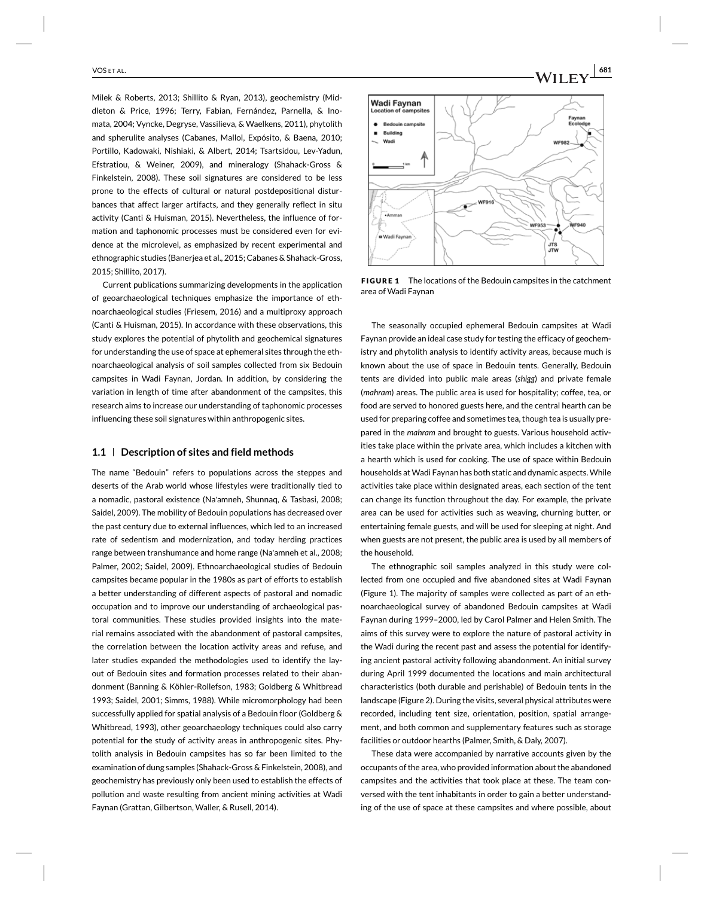Milek & Roberts, 2013; Shillito & Ryan, 2013), geochemistry (Middleton & Price, 1996; Terry, Fabian, Fernández, Parnella, & Inomata, 2004; Vyncke, Degryse, Vassilieva, & Waelkens, 2011), phytolith and spherulite analyses (Cabanes, Mallol, Expósito, & Baena, 2010; Portillo, Kadowaki, Nishiaki, & Albert, 2014; Tsartsidou, Lev-Yadun, Efstratiou, & Weiner, 2009), and mineralogy (Shahack-Gross & Finkelstein, 2008). These soil signatures are considered to be less prone to the effects of cultural or natural postdepositional disturbances that affect larger artifacts, and they generally reflect in situ activity (Canti & Huisman, 2015). Nevertheless, the influence of formation and taphonomic processes must be considered even for evidence at the microlevel, as emphasized by recent experimental and ethnographic studies (Banerjea et al., 2015; Cabanes & Shahack-Gross, 2015; Shillito, 2017).

Current publications summarizing developments in the application of geoarchaeological techniques emphasize the importance of ethnoarchaeological studies (Friesem, 2016) and a multiproxy approach (Canti & Huisman, 2015). In accordance with these observations, this study explores the potential of phytolith and geochemical signatures for understanding the use of space at ephemeral sites through the ethnoarchaeological analysis of soil samples collected from six Bedouin campsites in Wadi Faynan, Jordan. In addition, by considering the variation in length of time after abandonment of the campsites, this research aims to increase our understanding of taphonomic processes influencing these soil signatures within anthropogenic sites.

## 1.1 | Description of sites and field methods

The name "Bedouin" refers to populations across the steppes and deserts of the Arab world whose lifestyles were traditionally tied to a nomadic, pastoral existence (Na'amneh, Shunnaq, & Tasbasi, 2008; Saidel, 2009). The mobility of Bedouin populations has decreased over the past century due to external influences, which led to an increased rate of sedentism and modernization, and today herding practices range between transhumance and home range (Na'amneh et al., 2008; Palmer, 2002; Saidel, 2009). Ethnoarchaeological studies of Bedouin campsites became popular in the 1980s as part of efforts to establish a better understanding of different aspects of pastoral and nomadic occupation and to improve our understanding of archaeological pastoral communities. These studies provided insights into the material remains associated with the abandonment of pastoral campsites, the correlation between the location activity areas and refuse, and later studies expanded the methodologies used to identify the layout of Bedouin sites and formation processes related to their abandonment (Banning & Köhler-Rollefson, 1983; Goldberg & Whitbread 1993; Saidel, 2001; Simms, 1988). While micromorphology had been successfully applied for spatial analysis of a Bedouin floor (Goldberg & Whitbread, 1993), other geoarchaeology techniques could also carry potential for the study of activity areas in anthropogenic sites. Phytolith analysis in Bedouin campsites has so far been limited to the examination of dung samples (Shahack-Gross & Finkelstein, 2008), and geochemistry has previously only been used to establish the effects of pollution and waste resulting from ancient mining activities at Wadi Faynan (Grattan, Gilbertson, Waller, & Rusell, 2014).

**FIGURE 1** The locations of the Bedouin campsites in the catchment area of Wadi Faynan

The seasonally occupied ephemeral Bedouin campsites at Wadi Faynan provide an ideal case study for testing the efficacy of geochemistry and phytolith analysis to identify activity areas, because much is known about the use of space in Bedouin tents. Generally, Bedouin tents are divided into public male areas (*shigg*) and private female (*mahram*) areas. The public area is used for hospitality; coffee, tea, or food are served to honored guests here, and the central hearth can be used for preparing coffee and sometimes tea, though tea is usually prepared in the *mahram* and brought to guests. Various household activities take place within the private area, which includes a kitchen with a hearth which is used for cooking. The use of space within Bedouin households at Wadi Faynan has both static and dynamic aspects. While activities take place within designated areas, each section of the tent can change its function throughout the day. For example, the private area can be used for activities such as weaving, churning butter, or entertaining female guests, and will be used for sleeping at night. And when guests are not present, the public area is used by all members of the household.

The ethnographic soil samples analyzed in this study were collected from one occupied and five abandoned sites at Wadi Faynan (Figure 1). The majority of samples were collected as part of an ethnoarchaeological survey of abandoned Bedouin campsites at Wadi Faynan during 1999–2000, led by Carol Palmer and Helen Smith. The aims of this survey were to explore the nature of pastoral activity in the Wadi during the recent past and assess the potential for identifying ancient pastoral activity following abandonment. An initial survey during April 1999 documented the locations and main architectural characteristics (both durable and perishable) of Bedouin tents in the landscape (Figure 2). During the visits, several physical attributes were recorded, including tent size, orientation, position, spatial arrangement, and both common and supplementary features such as storage facilities or outdoor hearths (Palmer, Smith, & Daly, 2007).

These data were accompanied by narrative accounts given by the occupants of the area, who provided information about the abandoned campsites and the activities that took place at these. The team conversed with the tent inhabitants in order to gain a better understanding of the use of space at these campsites and where possible, about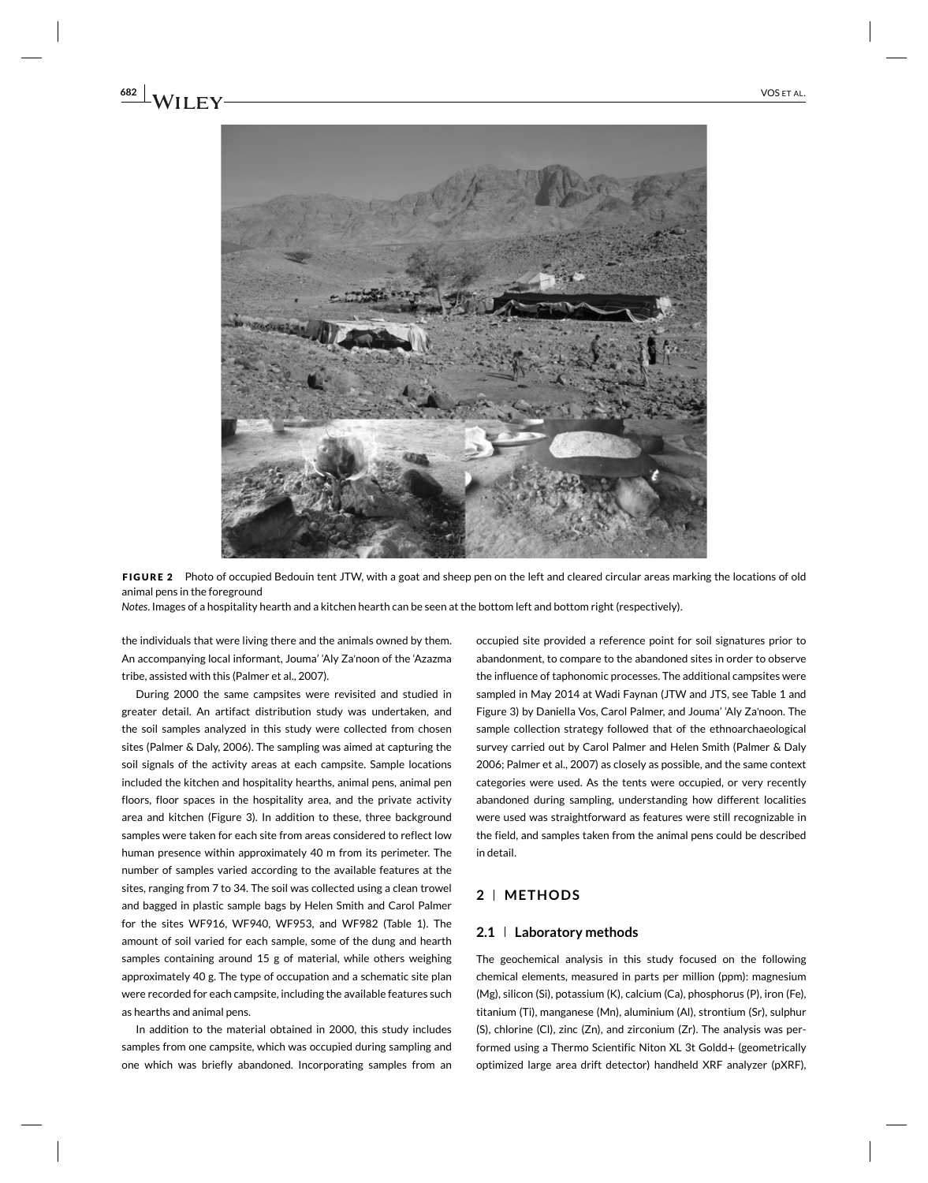**FIGURE 2** Photo of occupied Bedouin tent JTW, with a goat and sheep pen on the left and cleared circular areas marking the locations of old animal pens in the foreground

*Notes*. Images of a hospitality hearth and a kitchen hearth can be seen at the bottom left and bottom right (respectively).

the individuals that were living there and the animals owned by them. An accompanying local informant, Jouma' 'Aly Za'noon of the 'Azazma tribe, assisted with this (Palmer et al., 2007).

During 2000 the same campsites were revisited and studied in greater detail. An artifact distribution study was undertaken, and the soil samples analyzed in this study were collected from chosen sites (Palmer & Daly, 2006). The sampling was aimed at capturing the soil signals of the activity areas at each campsite. Sample locations included the kitchen and hospitality hearths, animal pens, animal pen floors, floor spaces in the hospitality area, and the private activity area and kitchen (Figure 3). In addition to these, three background samples were taken for each site from areas considered to reflect low human presence within approximately 40 m from its perimeter. The number of samples varied according to the available features at the sites, ranging from 7 to 34. The soil was collected using a clean trowel and bagged in plastic sample bags by Helen Smith and Carol Palmer for the sites WF916, WF940, WF953, and WF982 (Table 1). The amount of soil varied for each sample, some of the dung and hearth samples containing around 15 g of material, while others weighing approximately 40 g. The type of occupation and a schematic site plan were recorded for each campsite, including the available features such as hearths and animal pens.

In addition to the material obtained in 2000, this study includes samples from one campsite, which was occupied during sampling and one which was briefly abandoned. Incorporating samples from an occupied site provided a reference point for soil signatures prior to abandonment, to compare to the abandoned sites in order to observe the influence of taphonomic processes. The additional campsites were sampled in May 2014 at Wadi Faynan (JTW and JTS, see Table 1 and Figure 3) by Daniella Vos, Carol Palmer, and Jouma' 'Aly Za'noon. The sample collection strategy followed that of the ethnoarchaeological survey carried out by Carol Palmer and Helen Smith (Palmer & Daly 2006; Palmer et al., 2007) as closely as possible, and the same context categories were used. As the tents were occupied, or very recently abandoned during sampling, understanding how different localities were used was straightforward as features were still recognizable in the field, and samples taken from the animal pens could be described in detail.

## 2 | METHODS

### 2.1 | Laboratory methods

The geochemical analysis in this study focused on the following chemical elements, measured in parts per million (ppm): magnesium (Mg), silicon (Si), potassium (K), calcium (Ca), phosphorus (P), iron (Fe), titanium (Ti), manganese (Mn), aluminium (Al), strontium (Sr), sulphur (S), chlorine (Cl), zinc (Zn), and zirconium (Zr). The analysis was performed using a Thermo Scientific Niton XL 3t Goldd+ (geometrically optimized large area drift detector) handheld XRF analyzer (pXRF),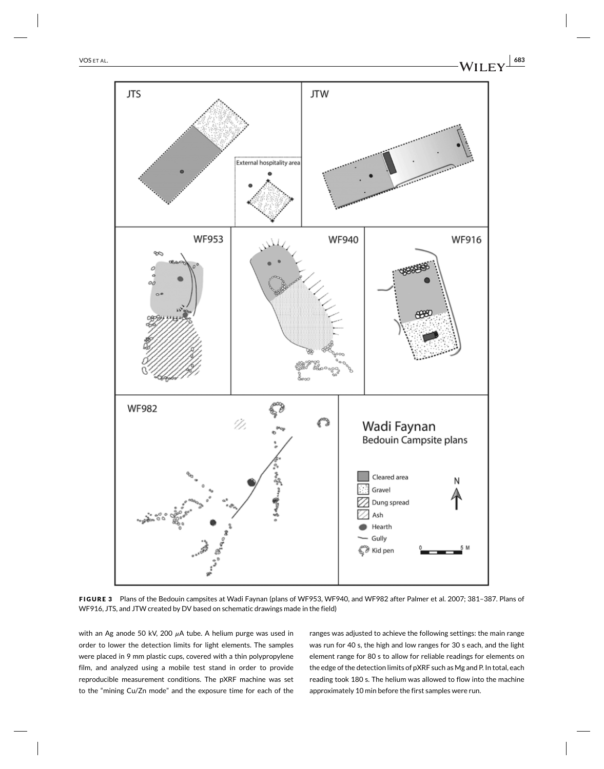**FIGURE 3** Plans of the Bedouin campsites at Wadi Faynan (plans of WF953, WF940, and WF982 after Palmer et al. 2007; 381–387. Plans of WF916, JTS, and JTW created by DV based on schematic drawings made in the field)

with an Ag anode 50 kV, 200 $\mu$A tube. A helium purge was used in order to lower the detection limits for light elements. The samples were placed in 9 mm plastic cups, covered with a thin polypropylene film, and analyzed using a mobile test stand in order to provide reproducible measurement conditions. The pXRF machine was set to the "mining Cu/Zn mode" and the exposure time for each of the ranges was adjusted to achieve the following settings: the main range was run for 40 s, the high and low ranges for 30 s each, and the light element range for 80 s to allow for reliable readings for elements on the edge of the detection limits of pXRF such as Mg and P. In total, each reading took 180 s. The helium was allowed to flow into the machine approximately 10 min before the first samples were run.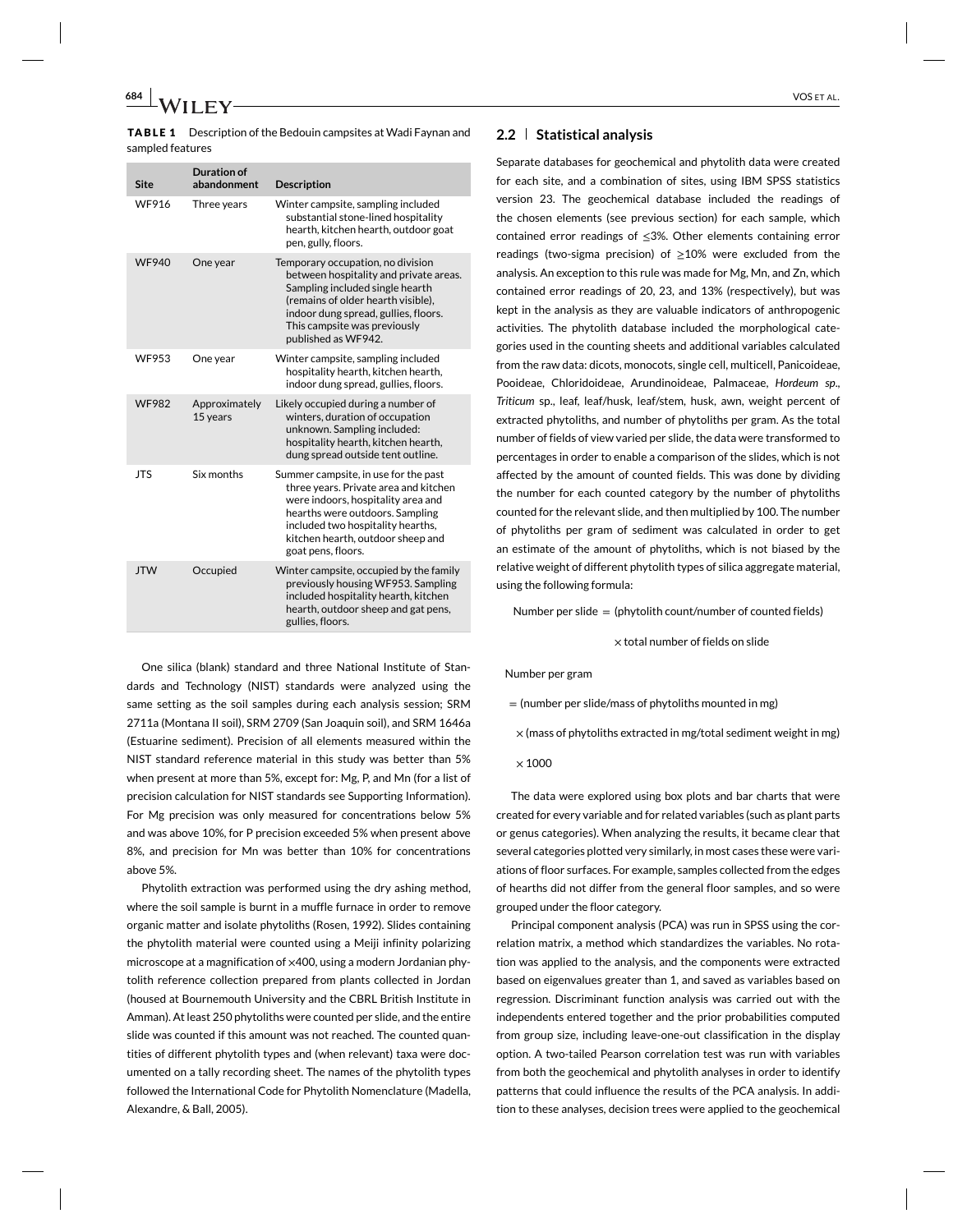**TABLE 1** Description of the Bedouin campsites at Wadi Faynan and sampled features

| Site | Duration of abandonment | Description |
|---|---|---|
| WF916 | Three years | Winter campsite, sampling included substantial stone-lined hospitality hearth, kitchen hearth, outdoor goat pen, gully, floors. |
| WF940 | One year | Temporary occupation, no division between hospitality and private areas. Sampling included single hearth (remains of older hearth visible), indoor dung spread, gullies, floors. This campsite was previously published as WF942. |
| WF953 | One year | Winter campsite, sampling included hospitality hearth, kitchen hearth, indoor dung spread, gullies, floors. |
| WF982 | Approximately 15 years | Likely occupied during a number of winters, duration of occupation unknown. Sampling included: hospitality hearth, kitchen hearth, dung spread outside tent outline. |
| JTS | Six months | Summer campsite, in use for the past three years. Private area and kitchen were indoors, hospitality area and hearths were outdoors. Sampling included two hospitality hearths, kitchen hearth, outdoor sheep and goat pens, floors. |
| JTW | Occupied | Winter campsite, occupied by the family previously housing WF953. Sampling included hospitality hearth, kitchen hearth, outdoor sheep and gat pens, gullies, floors. |

One silica (blank) standard and three National Institute of Standards and Technology (NIST) standards were analyzed using the same setting as the soil samples during each analysis session; SRM 2711a (Montana II soil), SRM 2709 (San Joaquin soil), and SRM 1646a (Estuarine sediment). Precision of all elements measured within the NIST standard reference material in this study was better than 5% when present at more than 5%, except for: Mg, P, and Mn (for a list of precision calculation for NIST standards see Supporting Information). For Mg precision was only measured for concentrations below 5% and was above 10%, for P precision exceeded 5% when present above 8%, and precision for Mn was better than 10% for concentrations above 5%.

Phytolith extraction was performed using the dry ashing method, where the soil sample is burnt in a muffle furnace in order to remove organic matter and isolate phytoliths (Rosen, 1992). Slides containing the phytolith material were counted using a Meiji infinity polarizing microscope at a magnification of ×400, using a modern Jordanian phytolith reference collection prepared from plants collected in Jordan (housed at Bournemouth University and the CBRL British Institute in Amman). At least 250 phytoliths were counted per slide, and the entire slide was counted if this amount was not reached. The counted quantities of different phytolith types and (when relevant) taxa were documented on a tally recording sheet. The names of the phytolith types followed the International Code for Phytolith Nomenclature (Madella, Alexandre, & Ball, 2005).

## 2.2 | Statistical analysis

Separate databases for geochemical and phytolith data were created for each site, and a combination of sites, using IBM SPSS statistics version 23. The geochemical database included the readings of the chosen elements (see previous section) for each sample, which contained error readings of ≤3%. Other elements containing error readings (two-sigma precision) of ≥10% were excluded from the analysis. An exception to this rule was made for Mg, Mn, and Zn, which contained error readings of 20, 23, and 13% (respectively), but was kept in the analysis as they are valuable indicators of anthropogenic activities. The phytolith database included the morphological categories used in the counting sheets and additional variables calculated from the raw data: dicots, monocots, single cell, multicell, Panicoideae, Pooideae, Chloridoideae, Arundinoideae, Palmaceae, *Hordeum sp.*, *Triticum* sp., leaf, leaf/husk, leaf/stem, husk, awn, weight percent of extracted phytoliths, and number of phytoliths per gram. As the total number of fields of view varied per slide, the data were transformed to percentages in order to enable a comparison of the slides, which is not affected by the amount of counted fields. This was done by dividing the number for each counted category by the number of phytoliths counted for the relevant slide, and then multiplied by 100. The number of phytoliths per gram of sediment was calculated in order to get an estimate of the amount of phytoliths, which is not biased by the relative weight of different phytolith types of silica aggregate material, using the following formula:

$$\text{Number per slide} = (\text{phytolith count}/\text{number of counted fields}) \times \text{total number of fields on slide}$$

$$\text{Number per gram} = (\text{number per slide}/\text{mass of phytoliths mounted in mg}) \times (\text{mass of phytoliths extracted in mg}/\text{total sediment weight in mg}) \times 1000$$

The data were explored using box plots and bar charts that were created for every variable and for related variables (such as plant parts or genus categories). When analyzing the results, it became clear that several categories plotted very similarly, in most cases these were variations of floor surfaces. For example, samples collected from the edges of hearths did not differ from the general floor samples, and so were grouped under the floor category.

Principal component analysis (PCA) was run in SPSS using the correlation matrix, a method which standardizes the variables. No rotation was applied to the analysis, and the components were extracted based on eigenvalues greater than 1, and saved as variables based on regression. Discriminant function analysis was carried out with the independents entered together and the prior probabilities computed from group size, including leave-one-out classification in the display option. A two-tailed Pearson correlation test was run with variables from both the geochemical and phytolith analyses in order to identify patterns that could influence the results of the PCA analysis. In addition to these analyses, decision trees were applied to the geochemical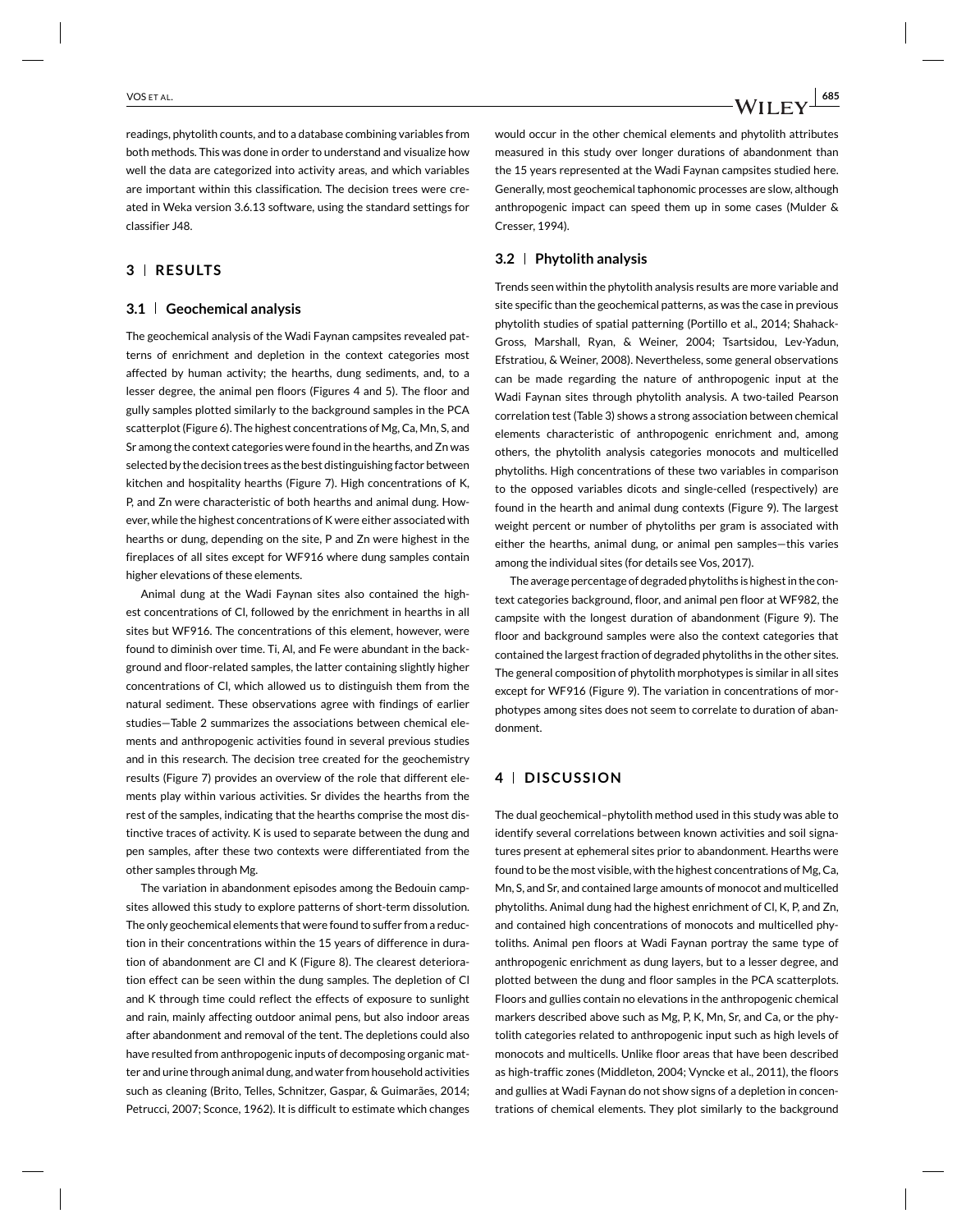readings, phytolith counts, and to a database combining variables from both methods. This was done in order to understand and visualize how well the data are categorized into activity areas, and which variables are important within this classification. The decision trees were created in Weka version 3.6.13 software, using the standard settings for classifier J48.

## 3 | RESULTS

### 3.1 | Geochemical analysis

The geochemical analysis of the Wadi Faynan campsites revealed patterns of enrichment and depletion in the context categories most affected by human activity; the hearths, dung sediments, and, to a lesser degree, the animal pen floors (Figures 4 and 5). The floor and gully samples plotted similarly to the background samples in the PCA scatterplot (Figure 6). The highest concentrations of Mg, Ca, Mn, S, and Sr among the context categories were found in the hearths, and Zn was selected by the decision trees as the best distinguishing factor between kitchen and hospitality hearths (Figure 7). High concentrations of K, P, and Zn were characteristic of both hearths and animal dung. However, while the highest concentrations of K were either associated with hearths or dung, depending on the site, P and Zn were highest in the fireplaces of all sites except for WF916 where dung samples contain higher elevations of these elements.

Animal dung at the Wadi Faynan sites also contained the highest concentrations of Cl, followed by the enrichment in hearths in all sites but WF916. The concentrations of this element, however, were found to diminish over time. Ti, Al, and Fe were abundant in the background and floor-related samples, the latter containing slightly higher concentrations of Cl, which allowed us to distinguish them from the natural sediment. These observations agree with findings of earlier studies—Table 2 summarizes the associations between chemical elements and anthropogenic activities found in several previous studies and in this research. The decision tree created for the geochemistry results (Figure 7) provides an overview of the role that different elements play within various activities. Sr divides the hearths from the rest of the samples, indicating that the hearths comprise the most distinctive traces of activity. K is used to separate between the dung and pen samples, after these two contexts were differentiated from the other samples through Mg.

The variation in abandonment episodes among the Bedouin campsites allowed this study to explore patterns of short-term dissolution. The only geochemical elements that were found to suffer from a reduction in their concentrations within the 15 years of difference in duration of abandonment are Cl and K (Figure 8). The clearest deterioration effect can be seen within the dung samples. The depletion of Cl and K through time could reflect the effects of exposure to sunlight and rain, mainly affecting outdoor animal pens, but also indoor areas after abandonment and removal of the tent. The depletions could also have resulted from anthropogenic inputs of decomposing organic matter and urine through animal dung, and water from household activities such as cleaning (Brito, Telles, Schnitzer, Gaspar, & Guimarães, 2014; Petrucci, 2007; Sconce, 1962). It is difficult to estimate which changes would occur in the other chemical elements and phytolith attributes measured in this study over longer durations of abandonment than the 15 years represented at the Wadi Faynan campsites studied here. Generally, most geochemical taphonomic processes are slow, although anthropogenic impact can speed them up in some cases (Mulder & Cresser, 1994).

### 3.2 | Phytolith analysis

Trends seen within the phytolith analysis results are more variable and site specific than the geochemical patterns, as was the case in previous phytolith studies of spatial patterning (Portillo et al., 2014; Shahack-Gross, Marshall, Ryan, & Weiner, 2004; Tsartsidou, Lev-Yadun, Efstratiou, & Weiner, 2008). Nevertheless, some general observations can be made regarding the nature of anthropogenic input at the Wadi Faynan sites through phytolith analysis. A two-tailed Pearson correlation test (Table 3) shows a strong association between chemical elements characteristic of anthropogenic enrichment and, among others, the phytolith analysis categories monocots and multicelled phytoliths. High concentrations of these two variables in comparison to the opposed variables dicots and single-celled (respectively) are found in the hearth and animal dung contexts (Figure 9). The largest weight percent or number of phytoliths per gram is associated with either the hearths, animal dung, or animal pen samples—this varies among the individual sites (for details see Vos, 2017).

The average percentage of degraded phytoliths is highest in the context categories background, floor, and animal pen floor at WF982, the campsite with the longest duration of abandonment (Figure 9). The floor and background samples were also the context categories that contained the largest fraction of degraded phytoliths in the other sites. The general composition of phytolith morphotypes is similar in all sites except for WF916 (Figure 9). The variation in concentrations of morphotypes among sites does not seem to correlate to duration of abandonment.

## 4 | DISCUSSION

The dual geochemical–phytolith method used in this study was able to identify several correlations between known activities and soil signatures present at ephemeral sites prior to abandonment. Hearths were found to be the most visible, with the highest concentrations of Mg, Ca, Mn, S, and Sr, and contained large amounts of monocot and multicelled phytoliths. Animal dung had the highest enrichment of Cl, K, P, and Zn, and contained high concentrations of monocots and multicelled phytoliths. Animal pen floors at Wadi Faynan portray the same type of anthropogenic enrichment as dung layers, but to a lesser degree, and plotted between the dung and floor samples in the PCA scatterplots. Floors and gullies contain no elevations in the anthropogenic chemical markers described above such as Mg, P, K, Mn, Sr, and Ca, or the phytolith categories related to anthropogenic input such as high levels of monocots and multicells. Unlike floor areas that have been described as high-traffic zones (Middleton, 2004; Vyncke et al., 2011), the floors and gullies at Wadi Faynan do not show signs of a depletion in concentrations of chemical elements. They plot similarly to the background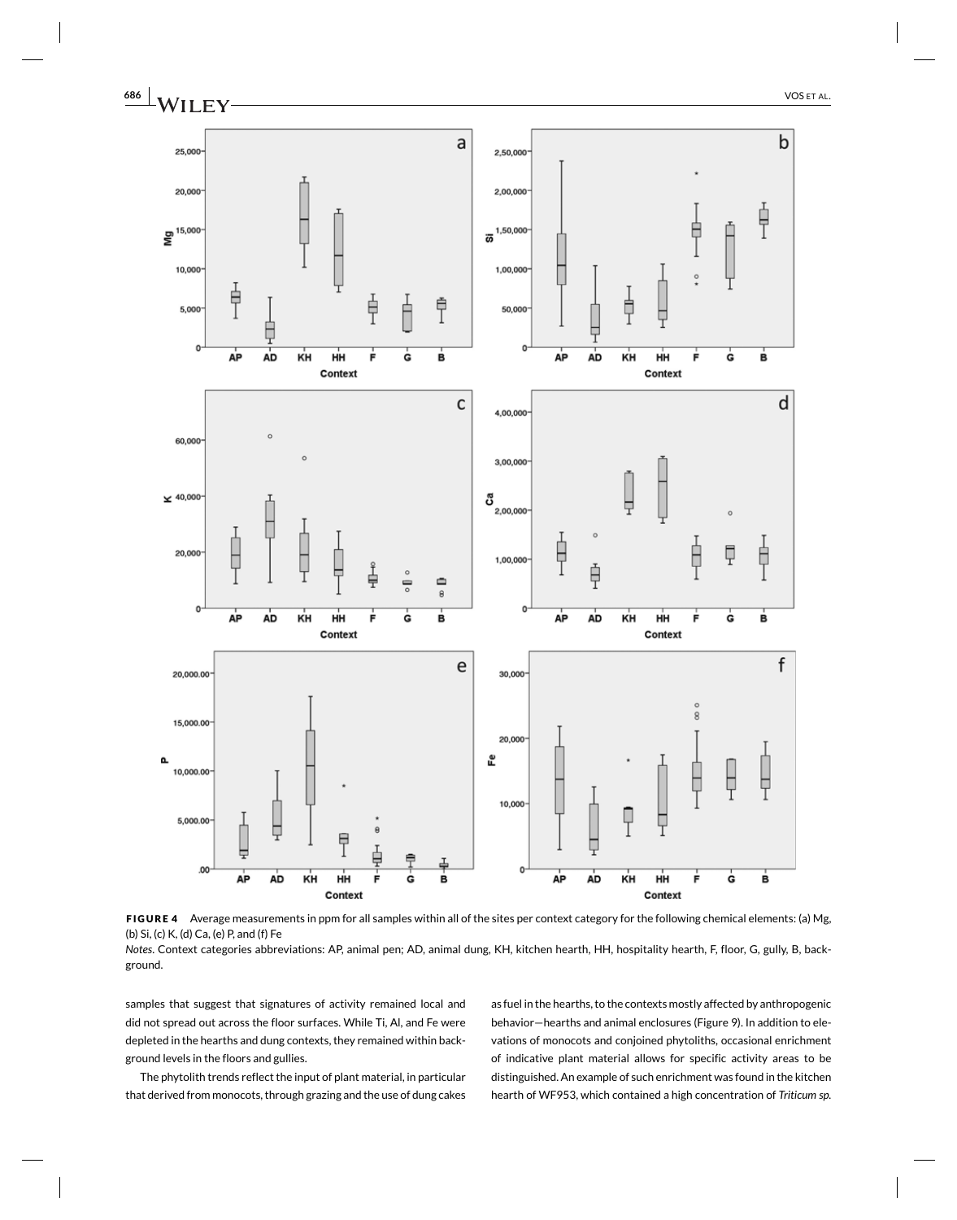**FIGURE 4** Average measurements in ppm for all samples within all of the sites per context category for the following chemical elements: (a) Mg, (b) Si, (c) K, (d) Ca, (e) P, and (f) Fe

*Notes*. Context categories abbreviations: AP, animal pen; AD, animal dung, KH, kitchen hearth, HH, hospitality hearth, F, floor, G, gully, B, background.

samples that suggest that signatures of activity remained local and did not spread out across the floor surfaces. While Ti, Al, and Fe were depleted in the hearths and dung contexts, they remained within background levels in the floors and gullies.

The phytolith trends reflect the input of plant material, in particular that derived from monocots, through grazing and the use of dung cakes as fuel in the hearths, to the contexts mostly affected by anthropogenic behavior—hearths and animal enclosures (Figure 9). In addition to elevations of monocots and conjoined phytoliths, occasional enrichment of indicative plant material allows for specific activity areas to be distinguished. An example of such enrichment was found in the kitchen hearth of WF953, which contained a high concentration of *Triticum sp.*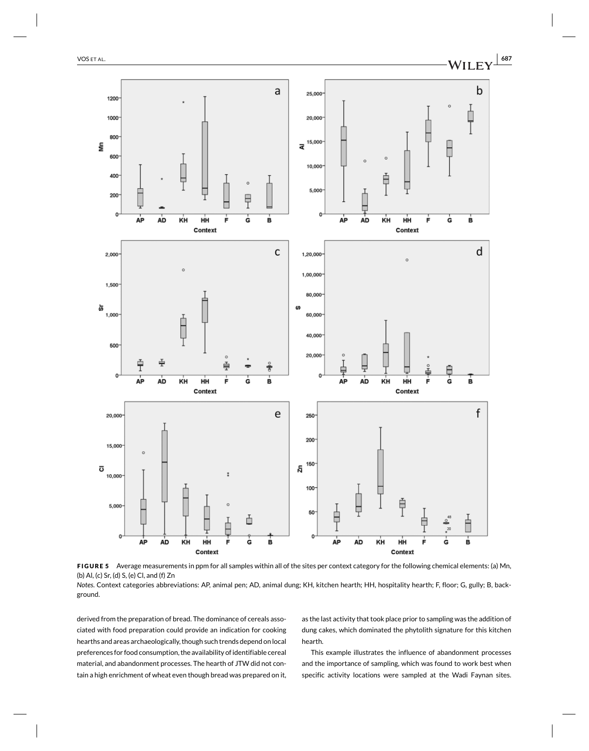**FIGURE 5** Average measurements in ppm for all samples within all of the sites per context category for the following chemical elements: (a) Mn, (b) Al, (c) Sr, (d) S, (e) Cl, and (f) Zn

*Notes.* Context categories abbreviations: AP, animal pen; AD, animal dung; KH, kitchen hearth; HH, hospitality hearth; F, floor; G, gully; B, background.

derived from the preparation of bread. The dominance of cereals associated with food preparation could provide an indication for cooking hearths and areas archaeologically, though such trends depend on local preferences for food consumption, the availability of identifiable cereal material, and abandonment processes. The hearth of JTW did not contain a high enrichment of wheat even though bread was prepared on it, as the last activity that took place prior to sampling was the addition of dung cakes, which dominated the phytolith signature for this kitchen hearth.

This example illustrates the influence of abandonment processes and the importance of sampling, which was found to work best when specific activity locations were sampled at the Wadi Faynan sites.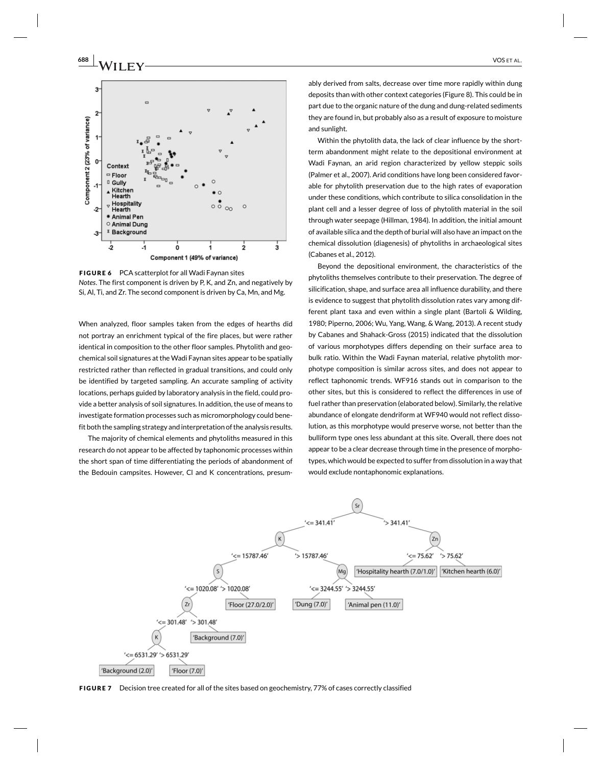FIGURE 6 PCA scatterplot for all Wadi Faynan sites
*Notes*. The first component is driven by P, K, and Zn, and negatively by Si, Al, Ti, and Zr. The second component is driven by Ca, Mn, and Mg.

When analyzed, floor samples taken from the edges of hearths did not portray an enrichment typical of the fire places, but were rather identical in composition to the other floor samples. Phytolith and geochemical soil signatures at the Wadi Faynan sites appear to be spatially restricted rather than reflected in gradual transitions, and could only be identified by targeted sampling. An accurate sampling of activity locations, perhaps guided by laboratory analysis in the field, could provide a better analysis of soil signatures. In addition, the use of means to investigate formation processes such as micromorphology could benefit both the sampling strategy and interpretation of the analysis results.

The majority of chemical elements and phytoliths measured in this research do not appear to be affected by taphonomic processes within the short span of time differentiating the periods of abandonment of the Bedouin campsites. However, Cl and K concentrations, presumably derived from salts, decrease over time more rapidly within dung deposits than with other context categories (Figure 8). This could be in part due to the organic nature of the dung and dung-related sediments they are found in, but probably also as a result of exposure to moisture and sunlight.

Within the phytolith data, the lack of clear influence by the short-term abandonment might relate to the depositional environment at Wadi Faynan, an arid region characterized by yellow steppic soils (Palmer et al., 2007). Arid conditions have long been considered favorable for phytolith preservation due to the high rates of evaporation under these conditions, which contribute to silica consolidation in the plant cell and a lesser degree of loss of phytolith material in the soil through water seepage (Hillman, 1984). In addition, the initial amount of available silica and the depth of burial will also have an impact on the chemical dissolution (diagenesis) of phytoliths in archaeological sites (Cabanes et al., 2012).

Beyond the depositional environment, the characteristics of the phytoliths themselves contribute to their preservation. The degree of silicification, shape, and surface area all influence durability, and there is evidence to suggest that phytolith dissolution rates vary among different plant taxa and even within a single plant (Bartoli & Wilding, 1980; Piperno, 2006; Wu, Yang, Wang, & Wang, 2013). A recent study by Cabanes and Shahack-Gross (2015) indicated that the dissolution of various morphotypes differs depending on their surface area to bulk ratio. Within the Wadi Faynan material, relative phytolith morphotype composition is similar across sites, and does not appear to reflect taphonomic trends. WF916 stands out in comparison to the other sites, but this is considered to reflect the differences in use of fuel rather than preservation (elaborated below). Similarly, the relative abundance of elongate dendriform at WF940 would not reflect dissolution, as this morphotype would preserve worse, not better than the bulliform type ones less abundant at this site. Overall, there does not appear to be a clear decrease through time in the presence of morphotypes, which would be expected to suffer from dissolution in a way that would exclude nontaphonomic explanations.

FIGURE 7 Decision tree created for all of the sites based on geochemistry, 77% of cases correctly classified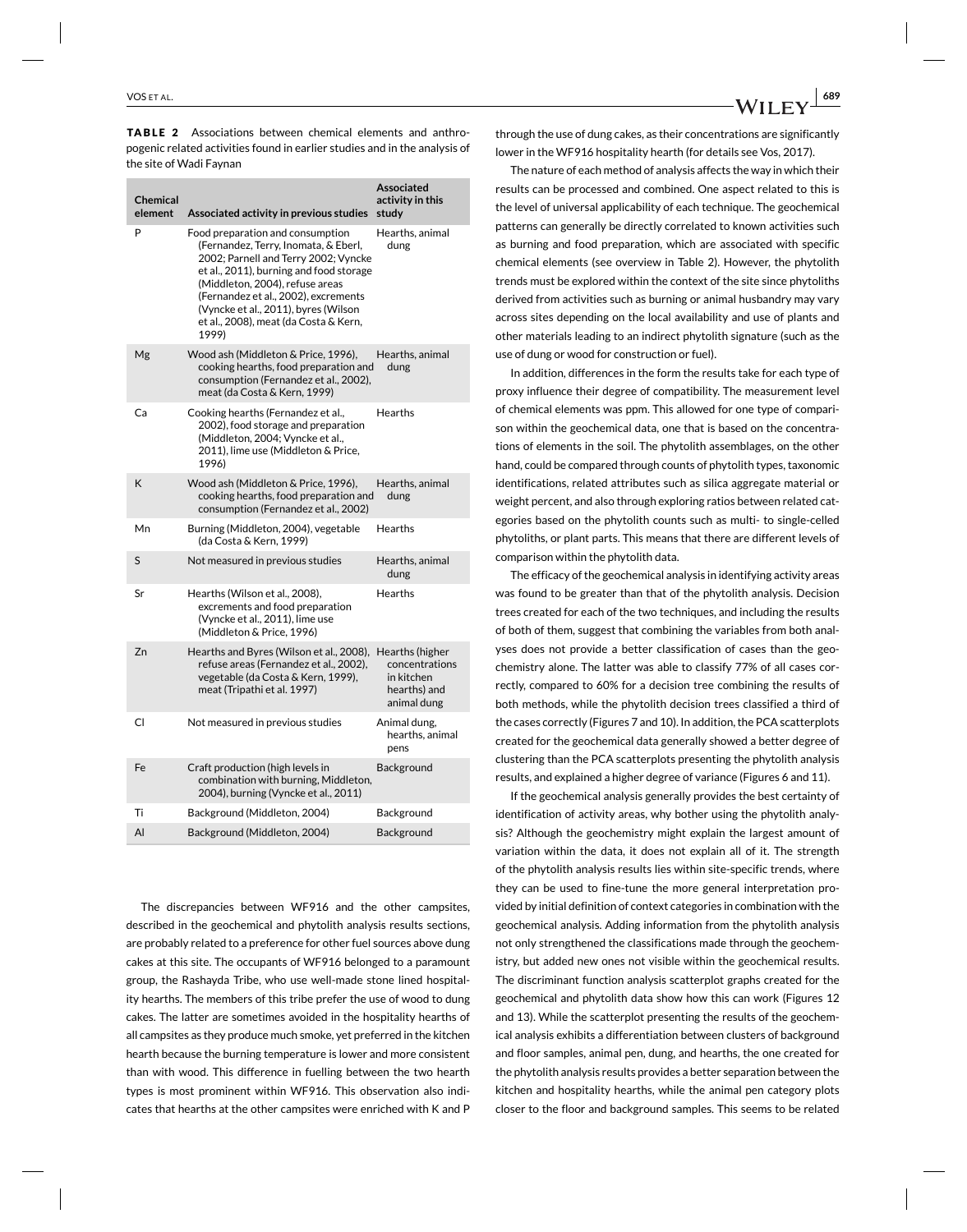**TABLE 2** Associations between chemical elements and anthropogenic related activities found in earlier studies and in the analysis of the site of Wadi Faynan

| Chemical element | Associated activity in previous studies | Associated activity in this study |
| --- | --- | --- |
| P | Food preparation and consumption (Fernandez, Terry, Inomata, & Eberl, 2002; Parnell and Terry 2002; Vyncke et al., 2011), burning and food storage (Middleton, 2004), refuse areas (Fernandez et al., 2002), excrements (Vyncke et al., 2011), byres (Wilson et al., 2008), meat (da Costa & Kern, 1999) | Hearths, animal dung |
| Mg | Wood ash (Middleton & Price, 1996), cooking hearths, food preparation and consumption (Fernandez et al., 2002), meat (da Costa & Kern, 1999) | Hearths, animal dung |
| Ca | Cooking hearths (Fernandez et al., 2002), food storage and preparation (Middleton, 2004; Vyncke et al., 2011), lime use (Middleton & Price, 1996) | Hearths |
| K | Wood ash (Middleton & Price, 1996), cooking hearths, food preparation and consumption (Fernandez et al., 2002) | Hearths, animal dung |
| Mn | Burning (Middleton, 2004), vegetable (da Costa & Kern, 1999) | Hearths |
| S | Not measured in previous studies | Hearths, animal dung |
| Sr | Hearths (Wilson et al., 2008), excrements and food preparation (Vyncke et al., 2011), lime use (Middleton & Price, 1996) | Hearths |
| Zn | Hearths and Byres (Wilson et al., 2008), refuse areas (Fernandez et al., 2002), vegetable (da Costa & Kern, 1999), meat (Tripathi et al. 1997) | Hearths (higher concentrations in kitchen hearths) and animal dung |
| Cl | Not measured in previous studies | Animal dung, hearths, animal pens |
| Fe | Craft production (high levels in combination with burning, Middleton, 2004), burning (Vyncke et al., 2011) | Background |
| Ti | Background (Middleton, 2004) | Background |
| Al | Background (Middleton, 2004) | Background |

The discrepancies between WF916 and the other campsites, described in the geochemical and phytolith analysis results sections, are probably related to a preference for other fuel sources above dung cakes at this site. The occupants of WF916 belonged to a paramount group, the Rashayda Tribe, who use well-made stone lined hospitality hearths. The members of this tribe prefer the use of wood to dung cakes. The latter are sometimes avoided in the hospitality hearths of all campsites as they produce much smoke, yet preferred in the kitchen hearth because the burning temperature is lower and more consistent than with wood. This difference in fuelling between the two hearth types is most prominent within WF916. This observation also indicates that hearths at the other campsites were enriched with K and P through the use of dung cakes, as their concentrations are significantly lower in the WF916 hospitality hearth (for details see Vos, 2017).

The nature of each method of analysis affects the way in which their results can be processed and combined. One aspect related to this is the level of universal applicability of each technique. The geochemical patterns can generally be directly correlated to known activities such as burning and food preparation, which are associated with specific chemical elements (see overview in Table 2). However, the phytolith trends must be explored within the context of the site since phytoliths derived from activities such as burning or animal husbandry may vary across sites depending on the local availability and use of plants and other materials leading to an indirect phytolith signature (such as the use of dung or wood for construction or fuel).

In addition, differences in the form the results take for each type of proxy influence their degree of compatibility. The measurement level of chemical elements was ppm. This allowed for one type of comparison within the geochemical data, one that is based on the concentrations of elements in the soil. The phytolith assemblages, on the other hand, could be compared through counts of phytolith types, taxonomic identifications, related attributes such as silica aggregate material or weight percent, and also through exploring ratios between related categories based on the phytolith counts such as multi- to single-celled phytoliths, or plant parts. This means that there are different levels of comparison within the phytolith data.

The efficacy of the geochemical analysis in identifying activity areas was found to be greater than that of the phytolith analysis. Decision trees created for each of the two techniques, and including the results of both of them, suggest that combining the variables from both analyses does not provide a better classification of cases than the geochemistry alone. The latter was able to classify 77% of all cases correctly, compared to 60% for a decision tree combining the results of both methods, while the phytolith decision trees classified a third of the cases correctly (Figures 7 and 10). In addition, the PCA scatterplots created for the geochemical data generally showed a better degree of clustering than the PCA scatterplots presenting the phytolith analysis results, and explained a higher degree of variance (Figures 6 and 11).

If the geochemical analysis generally provides the best certainty of identification of activity areas, why bother using the phytolith analysis? Although the geochemistry might explain the largest amount of variation within the data, it does not explain all of it. The strength of the phytolith analysis results lies within site-specific trends, where they can be used to fine-tune the more general interpretation provided by initial definition of context categories in combination with the geochemical analysis. Adding information from the phytolith analysis not only strengthened the classifications made through the geochemistry, but added new ones not visible within the geochemical results. The discriminant function analysis scatterplot graphs created for the geochemical and phytolith data show how this can work (Figures 12 and 13). While the scatterplot presenting the results of the geochemical analysis exhibits a differentiation between clusters of background and floor samples, animal pen, dung, and hearths, the one created for the phytolith analysis results provides a better separation between the kitchen and hospitality hearths, while the animal pen category plots closer to the floor and background samples. This seems to be related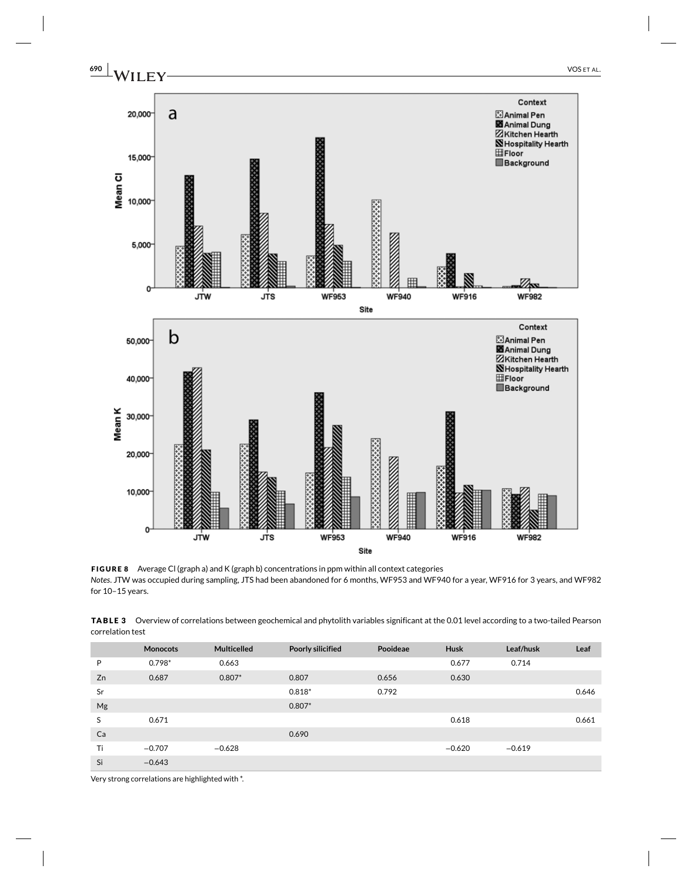**FIGURE 8** Average Cl (graph a) and K (graph b) concentrations in ppm within all context categories
*Notes*. JTW was occupied during sampling, JTS had been abandoned for 6 months, WF953 and WF940 for a year, WF916 for 3 years, and WF982 for 10–15 years.

**TABLE 3** Overview of correlations between geochemical and phytolith variables significant at the 0.01 level according to a two-tailed Pearson correlation test

| | Monocots | Multicelled | Poorly silicified | Pooideae | Husk | Leaf/husk | Leaf |
|---|---|---|---|---|---|---|---|
| P | 0.798* | 0.663 | | | 0.677 | 0.714 | |
| Zn | 0.687 | 0.807* | 0.807 | 0.656 | 0.630 | | |
| Sr | | | 0.818* | 0.792 | | | 0.646 |
| Mg | | | 0.807* | | | | |
| S | 0.671 | | | | 0.618 | | 0.661 |
| Ca | | | 0.690 | | | | |
| Ti | −0.707 | −0.628 | | | −0.620 | −0.619 | |
| Si | −0.643 | | | | | | |

Very strong correlations are highlighted with *.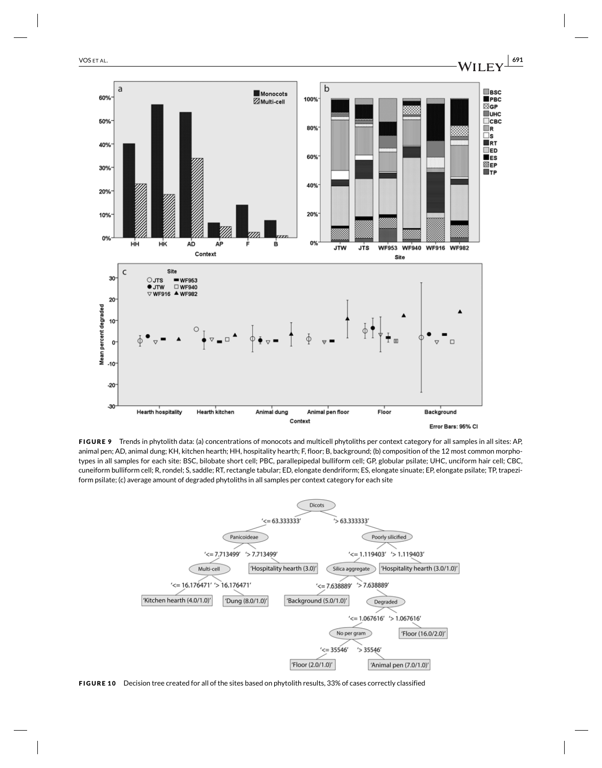**FIGURE 9** Trends in phytolith data: (a) concentrations of monocots and multicell phytoliths per context category for all samples in all sites: AP, animal pen; AD, animal dung; KH, kitchen hearth; HH, hospitality hearth; F, floor; B, background; (b) composition of the 12 most common morphotypes in all samples for each site: BSC, bilobate short cell; PBC, parallepipedal bulliform cell; GP, globular psilate; UHC, unciform hair cell; CBC, cuneiform bulliform cell; R, rondel; S, saddle; RT, rectangle tabular; ED, elongate dendriform; ES, elongate sinuate; EP, elongate psilate; TP, trapeziform psilate; (c) average amount of degraded phytoliths in all samples per context category for each site

**FIGURE 10** Decision tree created for all of the sites based on phytolith results, 33% of cases correctly classified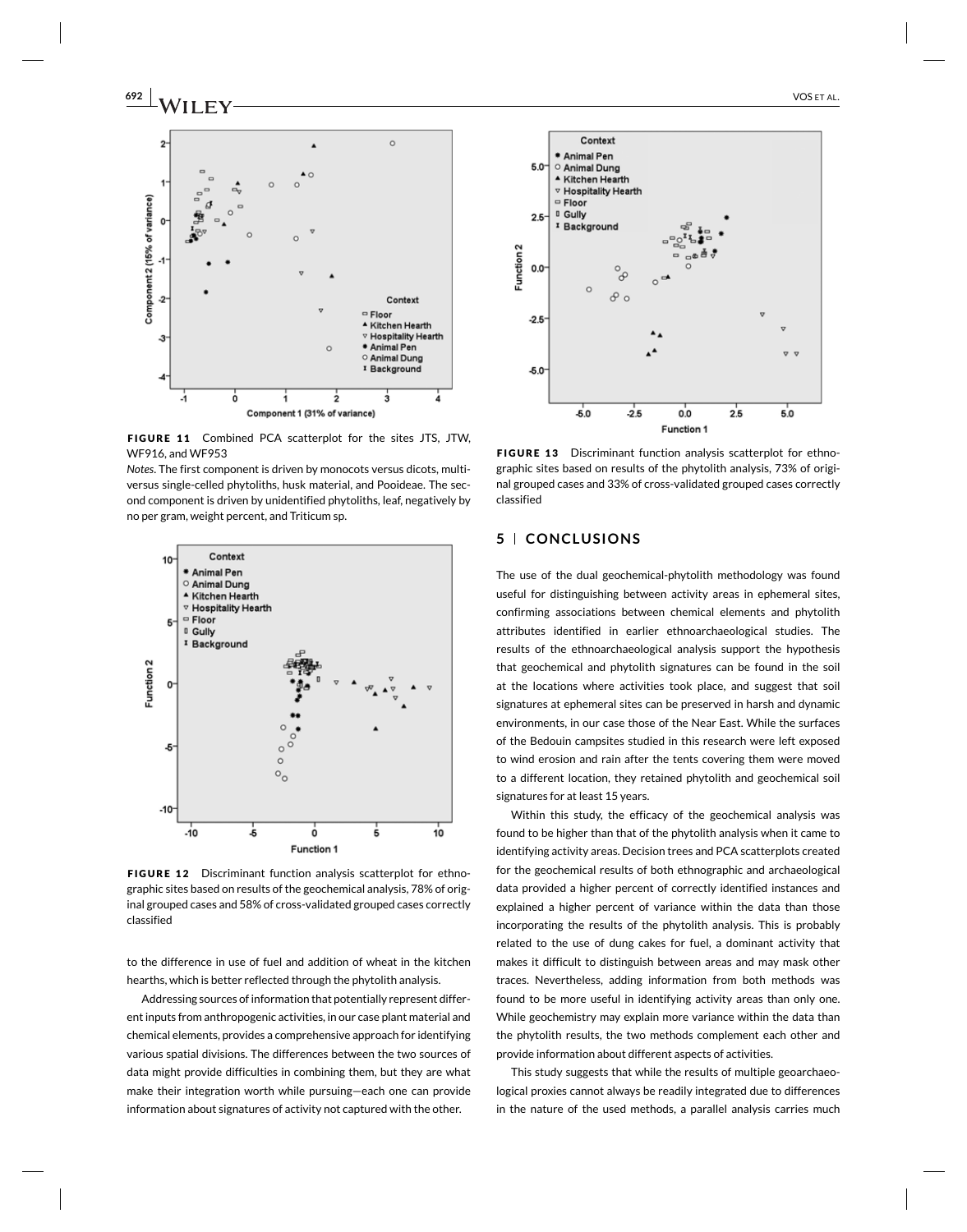**FIGURE 11** Combined PCA scatterplot for the sites JTS, JTW, WF916, and WF953

*Notes*. The first component is driven by monocots versus dicots, multi-versus single-celled phytoliths, husk material, and Pooideae. The second component is driven by unidentified phytoliths, leaf, negatively by no per gram, weight percent, and Triticum sp.

**FIGURE 12** Discriminant function analysis scatterplot for ethnographic sites based on results of the geochemical analysis, 78% of original grouped cases and 58% of cross-validated grouped cases correctly classified

to the difference in use of fuel and addition of wheat in the kitchen hearths, which is better reflected through the phytolith analysis.

Addressing sources of information that potentially represent different inputs from anthropogenic activities, in our case plant material and chemical elements, provides a comprehensive approach for identifying various spatial divisions. The differences between the two sources of data might provide difficulties in combining them, but they are what make their integration worth while pursuing—each one can provide information about signatures of activity not captured with the other.

**FIGURE 13** Discriminant function analysis scatterplot for ethnographic sites based on results of the phytolith analysis, 73% of original grouped cases and 33% of cross-validated grouped cases correctly classified

## 5 | CONCLUSIONS

The use of the dual geochemical-phytolith methodology was found useful for distinguishing between activity areas in ephemeral sites, confirming associations between chemical elements and phytolith attributes identified in earlier ethnoarchaeological studies. The results of the ethnoarchaeological analysis support the hypothesis that geochemical and phytolith signatures can be found in the soil at the locations where activities took place, and suggest that soil signatures at ephemeral sites can be preserved in harsh and dynamic environments, in our case those of the Near East. While the surfaces of the Bedouin campsites studied in this research were left exposed to wind erosion and rain after the tents covering them were moved to a different location, they retained phytolith and geochemical soil signatures for at least 15 years.

Within this study, the efficacy of the geochemical analysis was found to be higher than that of the phytolith analysis when it came to identifying activity areas. Decision trees and PCA scatterplots created for the geochemical results of both ethnographic and archaeological data provided a higher percent of correctly identified instances and explained a higher percent of variance within the data than those incorporating the results of the phytolith analysis. This is probably related to the use of dung cakes for fuel, a dominant activity that makes it difficult to distinguish between areas and may mask other traces. Nevertheless, adding information from both methods was found to be more useful in identifying activity areas than only one. While geochemistry may explain more variance within the data than the phytolith results, the two methods complement each other and provide information about different aspects of activities.

This study suggests that while the results of multiple geoarchaeological proxies cannot always be readily integrated due to differences in the nature of the used methods, a parallel analysis carries much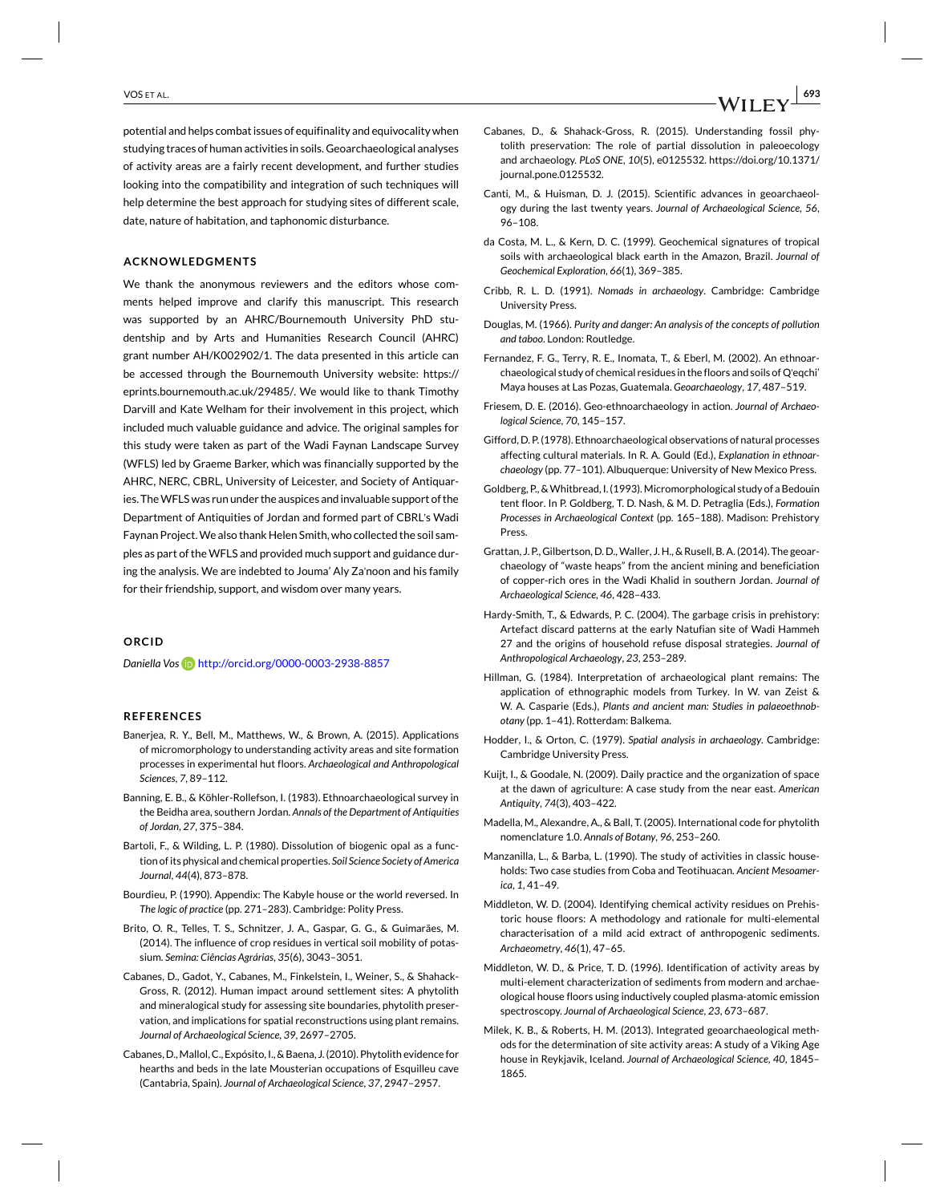potential and helps combat issues of equifinality and equivocality when studying traces of human activities in soils. Geoarchaeological analyses of activity areas are a fairly recent development, and further studies looking into the compatibility and integration of such techniques will help determine the best approach for studying sites of different scale, date, nature of habitation, and taphonomic disturbance.

## ACKNOWLEDGMENTS

We thank the anonymous reviewers and the editors whose comments helped improve and clarify this manuscript. This research was supported by an AHRC/Bournemouth University PhD studentship and by Arts and Humanities Research Council (AHRC) grant number AH/K002902/1. The data presented in this article can be accessed through the Bournemouth University website: https://eprints.bournemouth.ac.uk/29485/. We would like to thank Timothy Darvill and Kate Welham for their involvement in this project, which included much valuable guidance and advice. The original samples for this study were taken as part of the Wadi Faynan Landscape Survey (WFLS) led by Graeme Barker, which was financially supported by the AHRC, NERC, CBRL, University of Leicester, and Society of Antiquaries. The WFLS was run under the auspices and invaluable support of the Department of Antiquities of Jordan and formed part of CBRL's Wadi Faynan Project. We also thank Helen Smith, who collected the soil samples as part of the WFLS and provided much support and guidance during the analysis. We are indebted to Jouma' Aly Za'noon and his family for their friendship, support, and wisdom over many years.

## ORCID

*Daniella Vos* http://orcid.org/0000-0003-2938-8857

## REFERENCES

Banerjea, R. Y., Bell, M., Matthews, W., & Brown, A. (2015). Applications of micromorphology to understanding activity areas and site formation processes in experimental hut floors. *Archaeological and Anthropological Sciences*, *7*, 89–112.

Banning, E. B., & Köhler-Rollefson, I. (1983). Ethnoarchaeological survey in the Beidha area, southern Jordan. *Annals of the Department of Antiquities of Jordan*, *27*, 375–384.

Bartoli, F., & Wilding, L. P. (1980). Dissolution of biogenic opal as a function of its physical and chemical properties. *Soil Science Society of America Journal*, *44*(4), 873–878.

Bourdieu, P. (1990). Appendix: The Kabyle house or the world reversed. In *The logic of practice* (pp. 271–283). Cambridge: Polity Press.

Brito, O. R., Telles, T. S., Schnitzer, J. A., Gaspar, G. G., & Guimarães, M. (2014). The influence of crop residues in vertical soil mobility of potassium. *Semina: Ciências Agrárias*, *35*(6), 3043–3051.

Cabanes, D., Gadot, Y., Cabanes, M., Finkelstein, I., Weiner, S., & Shahack-Gross, R. (2012). Human impact around settlement sites: A phytolith and mineralogical study for assessing site boundaries, phytolith preservation, and implications for spatial reconstructions using plant remains. *Journal of Archaeological Science*, *39*, 2697–2705.

Cabanes, D., Mallol, C., Expósito, I., & Baena, J. (2010). Phytolith evidence for hearths and beds in the late Mousterian occupations of Esquilleu cave (Cantabria, Spain). *Journal of Archaeological Science*, *37*, 2947–2957.

Cabanes, D., & Shahack-Gross, R. (2015). Understanding fossil phytolith preservation: The role of partial dissolution in paleoecology and archaeology. *PLoS ONE*, *10*(5), e0125532. https://doi.org/10.1371/journal.pone.0125532.

Canti, M., & Huisman, D. J. (2015). Scientific advances in geoarchaeology during the last twenty years. *Journal of Archaeological Science*, *56*, 96–108.

da Costa, M. L., & Kern, D. C. (1999). Geochemical signatures of tropical soils with archaeological black earth in the Amazon, Brazil. *Journal of Geochemical Exploration*, *66*(1), 369–385.

Cribb, R. L. D. (1991). *Nomads in archaeology*. Cambridge: Cambridge University Press.

Douglas, M. (1966). *Purity and danger: An analysis of the concepts of pollution and taboo*. London: Routledge.

Fernandez, F. G., Terry, R. E., Inomata, T., & Eberl, M. (2002). An ethnoarchaeological study of chemical residues in the floors and soils of Q'eqchi' Maya houses at Las Pozas, Guatemala. *Geoarchaeology*, *17*, 487–519.

Friesem, D. E. (2016). Geo-ethnoarchaeology in action. *Journal of Archaeological Science*, *70*, 145–157.

Gifford, D. P. (1978). Ethnoarchaeological observations of natural processes affecting cultural materials. In R. A. Gould (Ed.), *Explanation in ethnoarchaeology* (pp. 77–101). Albuquerque: University of New Mexico Press.

Goldberg, P., & Whitbread, I. (1993). Micromorphological study of a Bedouin tent floor. In P. Goldberg, T. D. Nash, & M. D. Petraglia (Eds.), *Formation Processes in Archaeological Context* (pp. 165–188). Madison: Prehistory Press.

Grattan, J. P., Gilbertson, D. D., Waller, J. H., & Rusell, B. A. (2014). The geoarchaeology of "waste heaps" from the ancient mining and beneficiation of copper-rich ores in the Wadi Khalid in southern Jordan. *Journal of Archaeological Science*, *46*, 428–433.

Hardy-Smith, T., & Edwards, P. C. (2004). The garbage crisis in prehistory: Artefact discard patterns at the early Natufian site of Wadi Hammeh 27 and the origins of household refuse disposal strategies. *Journal of Anthropological Archaeology*, *23*, 253–289.

Hillman, G. (1984). Interpretation of archaeological plant remains: The application of ethnographic models from Turkey. In W. van Zeist & W. A. Casparie (Eds.), *Plants and ancient man: Studies in palaeoethnobotany* (pp. 1–41). Rotterdam: Balkema.

Hodder, I., & Orton, C. (1979). *Spatial analysis in archaeology*. Cambridge: Cambridge University Press.

Kuijt, I., & Goodale, N. (2009). Daily practice and the organization of space at the dawn of agriculture: A case study from the near east. *American Antiquity*, *74*(3), 403–422.

Madella, M., Alexandre, A., & Ball, T. (2005). International code for phytolith nomenclature 1.0. *Annals of Botany*, *96*, 253–260.

Manzanilla, L., & Barba, L. (1990). The study of activities in classic households: Two case studies from Coba and Teotihuacan. *Ancient Mesoamerica*, *1*, 41–49.

Middleton, W. D. (2004). Identifying chemical activity residues on Prehistoric house floors: A methodology and rationale for multi-elemental characterisation of a mild acid extract of anthropogenic sediments. *Archaeometry*, *46*(1), 47–65.

Middleton, W. D., & Price, T. D. (1996). Identification of activity areas by multi-element characterization of sediments from modern and archaeological house floors using inductively coupled plasma-atomic emission spectroscopy. *Journal of Archaeological Science*, *23*, 673–687.

Milek, K. B., & Roberts, H. M. (2013). Integrated geoarchaeological methods for the determination of site activity areas: A study of a Viking Age house in Reykjavik, Iceland. *Journal of Archaeological Science*, *40*, 1845–1865.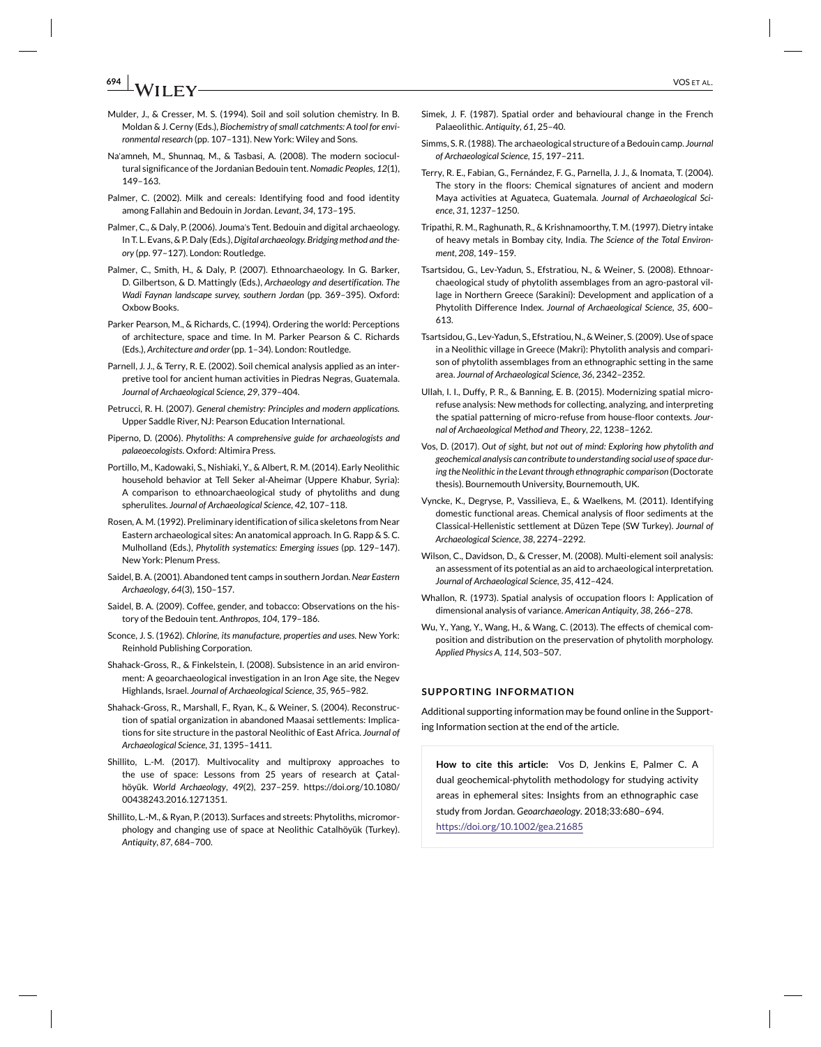Mulder, J., & Cresser, M. S. (1994). Soil and soil solution chemistry. In B. Moldan & J. Cerny (Eds.), *Biochemistry of small catchments: A tool for environmental research* (pp. 107–131). New York: Wiley and Sons.

Na'amneh, M., Shunnaq, M., & Tasbasi, A. (2008). The modern sociocultural significance of the Jordanian Bedouin tent. *Nomadic Peoples*, *12*(1), 149–163.

Palmer, C. (2002). Milk and cereals: Identifying food and food identity among Fallahin and Bedouin in Jordan. *Levant*, *34*, 173–195.

Palmer, C., & Daly, P. (2006). Jouma's Tent. Bedouin and digital archaeology. In T. L. Evans, & P. Daly (Eds.), *Digital archaeology. Bridging method and theory* (pp. 97–127). London: Routledge.

Palmer, C., Smith, H., & Daly, P. (2007). Ethnoarchaeology. In G. Barker, D. Gilbertson, & D. Mattingly (Eds.), *Archaeology and desertification. The Wadi Faynan landscape survey, southern Jordan* (pp. 369–395). Oxford: Oxbow Books.

Parker Pearson, M., & Richards, C. (1994). Ordering the world: Perceptions of architecture, space and time. In M. Parker Pearson & C. Richards (Eds.), *Architecture and order* (pp. 1–34). London: Routledge.

Parnell, J. J., & Terry, R. E. (2002). Soil chemical analysis applied as an interpretive tool for ancient human activities in Piedras Negras, Guatemala. *Journal of Archaeological Science*, *29*, 379–404.

Petrucci, R. H. (2007). *General chemistry: Principles and modern applications.* Upper Saddle River, NJ: Pearson Education International.

Piperno, D. (2006). *Phytoliths: A comprehensive guide for archaeologists and palaeoecologists*. Oxford: Altimira Press.

Portillo, M., Kadowaki, S., Nishiaki, Y., & Albert, R. M. (2014). Early Neolithic household behavior at Tell Seker al-Aheimar (Uppere Khabur, Syria): A comparison to ethnoarchaeological study of phytoliths and dung spherulites. *Journal of Archaeological Science*, *42*, 107–118.

Rosen, A. M. (1992). Preliminary identification of silica skeletons from Near Eastern archaeological sites: An anatomical approach. In G. Rapp & S. C. Mulholland (Eds.), *Phytolith systematics: Emerging issues* (pp. 129–147). New York: Plenum Press.

Saidel, B. A. (2001). Abandoned tent camps in southern Jordan. *Near Eastern Archaeology*, *64*(3), 150–157.

Saidel, B. A. (2009). Coffee, gender, and tobacco: Observations on the history of the Bedouin tent. *Anthropos*, *104*, 179–186.

Sconce, J. S. (1962). *Chlorine, its manufacture, properties and uses.* New York: Reinhold Publishing Corporation.

Shahack-Gross, R., & Finkelstein, I. (2008). Subsistence in an arid environment: A geoarchaeological investigation in an Iron Age site, the Negev Highlands, Israel. *Journal of Archaeological Science*, *35*, 965–982.

Shahack-Gross, R., Marshall, F., Ryan, K., & Weiner, S. (2004). Reconstruction of spatial organization in abandoned Maasai settlements: Implications for site structure in the pastoral Neolithic of East Africa. *Journal of Archaeological Science*, *31*, 1395–1411.

Shillito, L.-M. (2017). Multivocality and multiproxy approaches to the use of space: Lessons from 25 years of research at Çatalhöyük. *World Archaeology*, *49*(2), 237–259. https://doi.org/10.1080/00438243.2016.1271351.

Shillito, L.-M., & Ryan, P. (2013). Surfaces and streets: Phytoliths, micromorphology and changing use of space at Neolithic Catalhöyük (Turkey). *Antiquity*, *87*, 684–700.

Simek, J. F. (1987). Spatial order and behavioural change in the French Palaeolithic. *Antiquity*, *61*, 25–40.

Simms, S. R. (1988). The archaeological structure of a Bedouin camp. *Journal of Archaeological Science*, *15*, 197–211.

Terry, R. E., Fabian, G., Fernández, F. G., Parnella, J. J., & Inomata, T. (2004). The story in the floors: Chemical signatures of ancient and modern Maya activities at Aguateca, Guatemala. *Journal of Archaeological Science*, *31*, 1237–1250.

Tripathi, R. M., Raghunath, R., & Krishnamoorthy, T. M. (1997). Dietry intake of heavy metals in Bombay city, India. *The Science of the Total Environment*, *208*, 149–159.

Tsartsidou, G., Lev-Yadun, S., Efstratiou, N., & Weiner, S. (2008). Ethnoarchaeological study of phytolith assemblages from an agro-pastoral village in Northern Greece (Sarakini): Development and application of a Phytolith Difference Index. *Journal of Archaeological Science*, *35*, 600–613.

Tsartsidou, G., Lev-Yadun, S., Efstratiou, N., & Weiner, S. (2009). Use of space in a Neolithic village in Greece (Makri): Phytolith analysis and comparison of phytolith assemblages from an ethnographic setting in the same area. *Journal of Archaeological Science*, *36*, 2342–2352.

Ullah, I. I., Duffy, P. R., & Banning, E. B. (2015). Modernizing spatial microrefuse analysis: New methods for collecting, analyzing, and interpreting the spatial patterning of micro-refuse from house-floor contexts. *Journal of Archaeological Method and Theory*, *22*, 1238–1262.

Vos, D. (2017). *Out of sight, but not out of mind: Exploring how phytolith and geochemical analysis can contribute to understanding social use of space during the Neolithic in the Levant through ethnographic comparison* (Doctorate thesis). Bournemouth University, Bournemouth, UK.

Vyncke, K., Degryse, P., Vassilieva, E., & Waelkens, M. (2011). Identifying domestic functional areas. Chemical analysis of floor sediments at the Classical-Hellenistic settlement at Düzen Tepe (SW Turkey). *Journal of Archaeological Science*, *38*, 2274–2292.

Wilson, C., Davidson, D., & Cresser, M. (2008). Multi-element soil analysis: an assessment of its potential as an aid to archaeological interpretation. *Journal of Archaeological Science*, *35*, 412–424.

Whallon, R. (1973). Spatial analysis of occupation floors I: Application of dimensional analysis of variance. *American Antiquity*, *38*, 266–278.

Wu, Y., Yang, Y., Wang, H., & Wang, C. (2013). The effects of chemical composition and distribution on the preservation of phytolith morphology. *Applied Physics A*, *114*, 503–507.

## SUPPORTING INFORMATION

Additional supporting information may be found online in the Supporting Information section at the end of the article.

**How to cite this article:** Vos D, Jenkins E, Palmer C. A dual geochemical-phytolith methodology for studying activity areas in ephemeral sites: Insights from an ethnographic case study from Jordan. *Geoarchaeology*. 2018;33:680–694. https://doi.org/10.1002/gea.21685